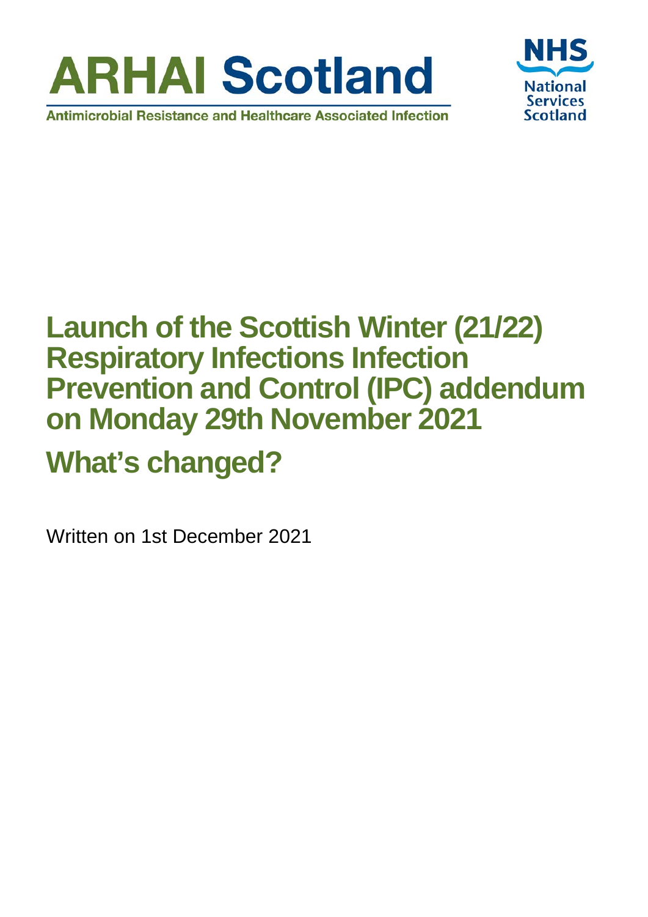ARHAI Scotland

Antimicrobial Resistance and Healthcare Associated Infection

NHS National Services Scotland

# Launch of the Scottish Winter (21/22) Respiratory Infections Infection Prevention and Control (IPC) addendum on Monday 29th November 2021

# What's changed?

Written on 1st December 2021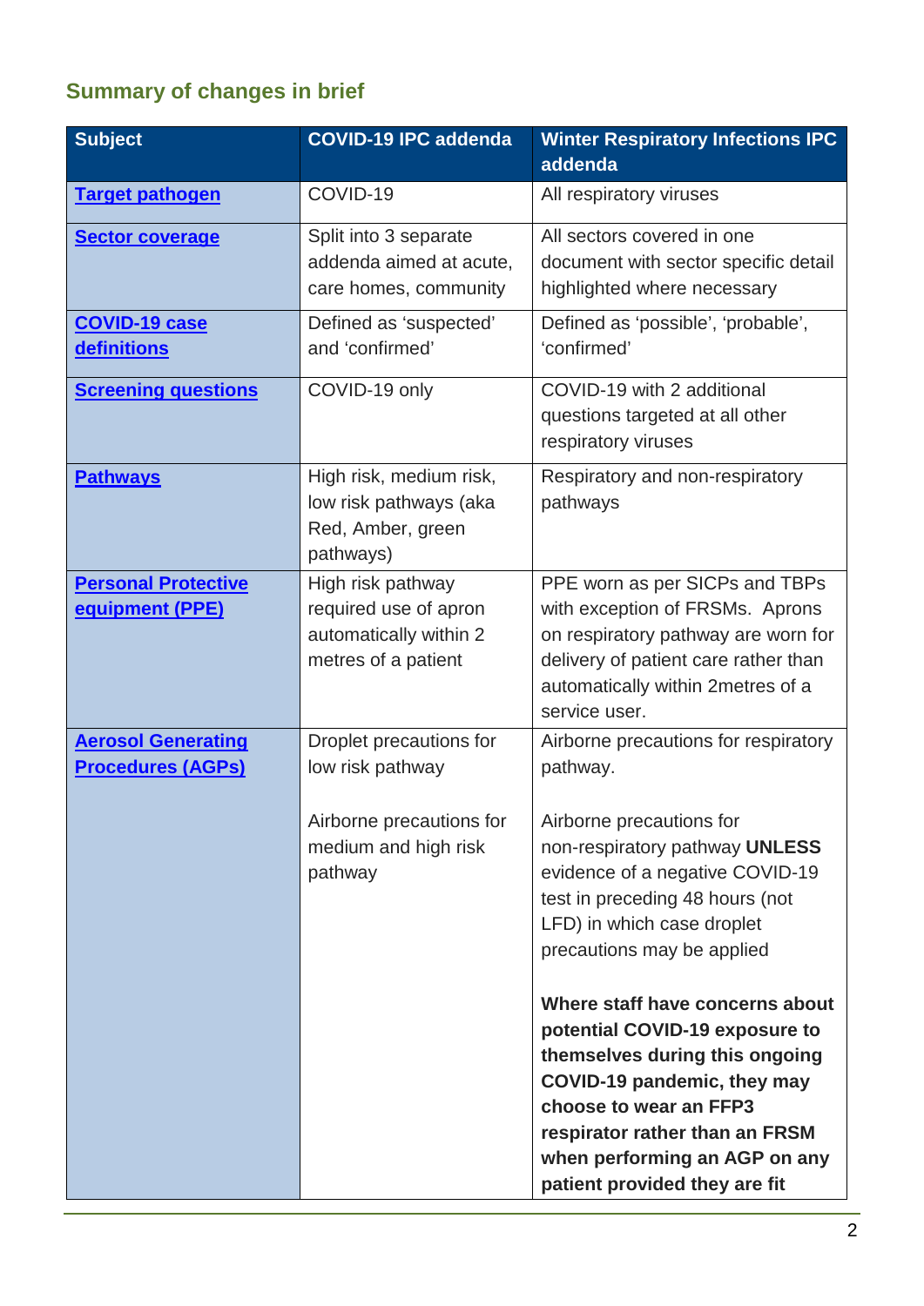## Summary of changes in brief

| Subject | COVID-19 IPC addenda | Winter Respiratory Infections IPC addenda |
|---|---|---|
| **Target pathogen** | COVID-19 | All respiratory viruses |
| **Sector coverage** | Split into 3 separate addenda aimed at acute, care homes, community | All sectors covered in one document with sector specific detail highlighted where necessary |
| **COVID-19 case definitions** | Defined as 'suspected' and 'confirmed' | Defined as 'possible', 'probable', 'confirmed' |
| **Screening questions** | COVID-19 only | COVID-19 with 2 additional questions targeted at all other respiratory viruses |
| **Pathways** | High risk, medium risk, low risk pathways (aka Red, Amber, green pathways) | Respiratory and non-respiratory pathways |
| **Personal Protective equipment (PPE)** | High risk pathway required use of apron automatically within 2 metres of a patient | PPE worn as per SICPs and TBPs with exception of FRSMs. Aprons on respiratory pathway are worn for delivery of patient care rather than automatically within 2metres of a service user. |
| **Aerosol Generating Procedures (AGPs)** | Droplet precautions for low risk pathway<br><br>Airborne precautions for medium and high risk pathway | Airborne precautions for respiratory pathway.<br><br>Airborne precautions for non-respiratory pathway **UNLESS** evidence of a negative COVID-19 test in preceding 48 hours (not LFD) in which case droplet precautions may be applied<br><br>**Where staff have concerns about potential COVID-19 exposure to themselves during this ongoing COVID-19 pandemic, they may choose to wear an FFP3 respirator rather than an FRSM when performing an AGP on any patient provided they are fit** |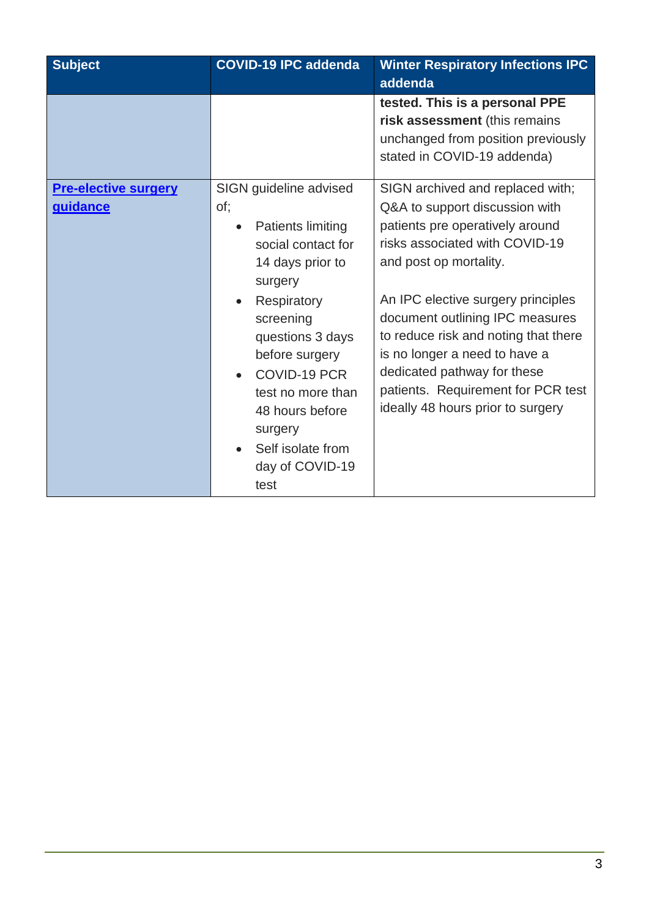| Subject | COVID-19 IPC addenda | Winter Respiratory Infections IPC addenda |
|---|---|---|
| | | **tested. This is a personal PPE risk assessment** (this remains unchanged from position previously stated in COVID-19 addenda) |
| **Pre-elective surgery guidance** | SIGN guideline advised of;<br>• Patients limiting social contact for 14 days prior to surgery<br>• Respiratory screening questions 3 days before surgery<br>• COVID-19 PCR test no more than 48 hours before surgery<br>• Self isolate from day of COVID-19 test | SIGN archived and replaced with; Q&A to support discussion with patients pre operatively around risks associated with COVID-19 and post op mortality.<br><br>An IPC elective surgery principles document outlining IPC measures to reduce risk and noting that there is no longer a need to have a dedicated pathway for these patients. Requirement for PCR test ideally 48 hours prior to surgery |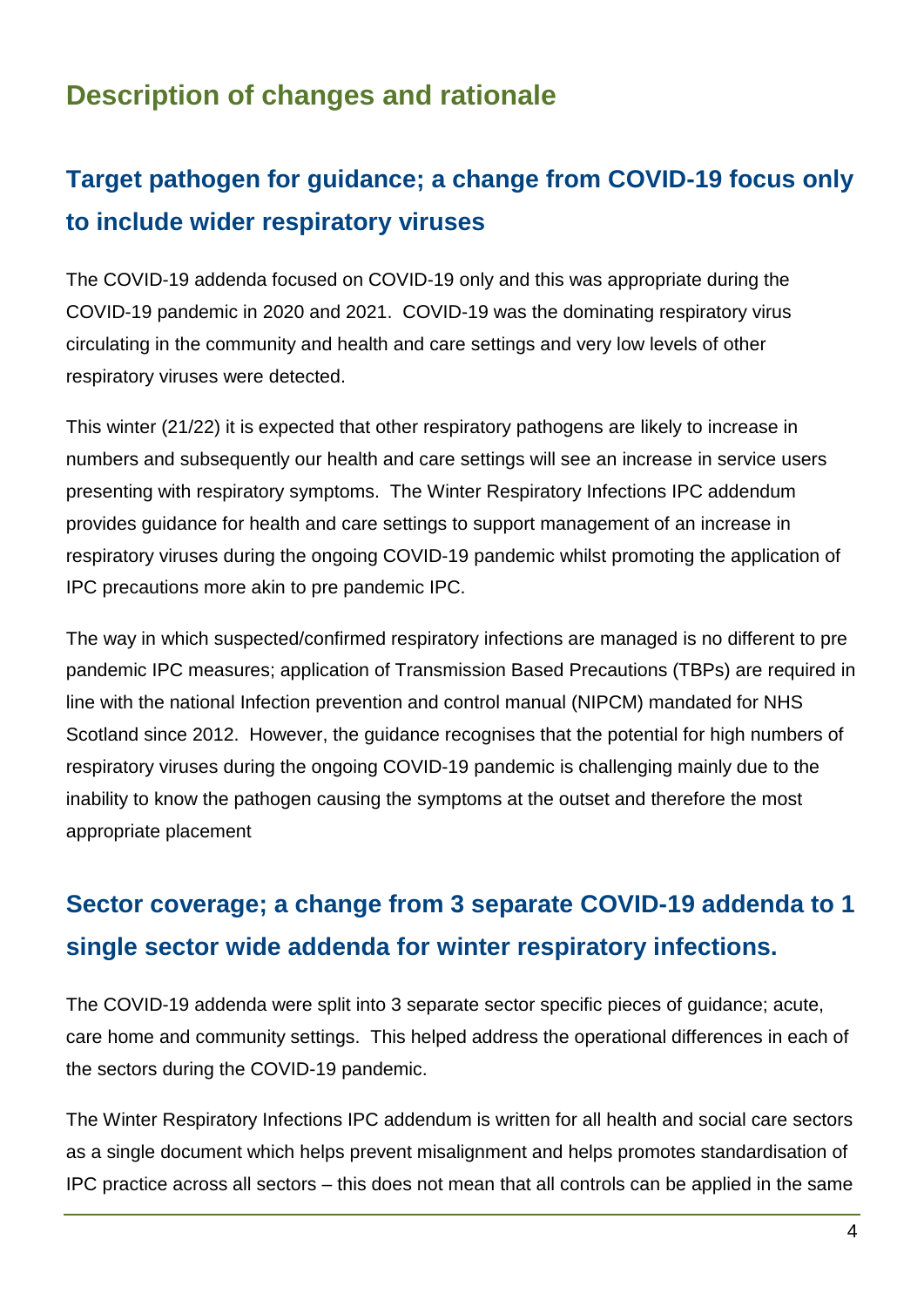# Description of changes and rationale

## Target pathogen for guidance; a change from COVID-19 focus only to include wider respiratory viruses

The COVID-19 addenda focused on COVID-19 only and this was appropriate during the COVID-19 pandemic in 2020 and 2021. COVID-19 was the dominating respiratory virus circulating in the community and health and care settings and very low levels of other respiratory viruses were detected.

This winter (21/22) it is expected that other respiratory pathogens are likely to increase in numbers and subsequently our health and care settings will see an increase in service users presenting with respiratory symptoms. The Winter Respiratory Infections IPC addendum provides guidance for health and care settings to support management of an increase in respiratory viruses during the ongoing COVID-19 pandemic whilst promoting the application of IPC precautions more akin to pre pandemic IPC.

The way in which suspected/confirmed respiratory infections are managed is no different to pre pandemic IPC measures; application of Transmission Based Precautions (TBPs) are required in line with the national Infection prevention and control manual (NIPCM) mandated for NHS Scotland since 2012. However, the guidance recognises that the potential for high numbers of respiratory viruses during the ongoing COVID-19 pandemic is challenging mainly due to the inability to know the pathogen causing the symptoms at the outset and therefore the most appropriate placement

## Sector coverage; a change from 3 separate COVID-19 addenda to 1 single sector wide addenda for winter respiratory infections.

The COVID-19 addenda were split into 3 separate sector specific pieces of guidance; acute, care home and community settings. This helped address the operational differences in each of the sectors during the COVID-19 pandemic.

The Winter Respiratory Infections IPC addendum is written for all health and social care sectors as a single document which helps prevent misalignment and helps promotes standardisation of IPC practice across all sectors – this does not mean that all controls can be applied in the same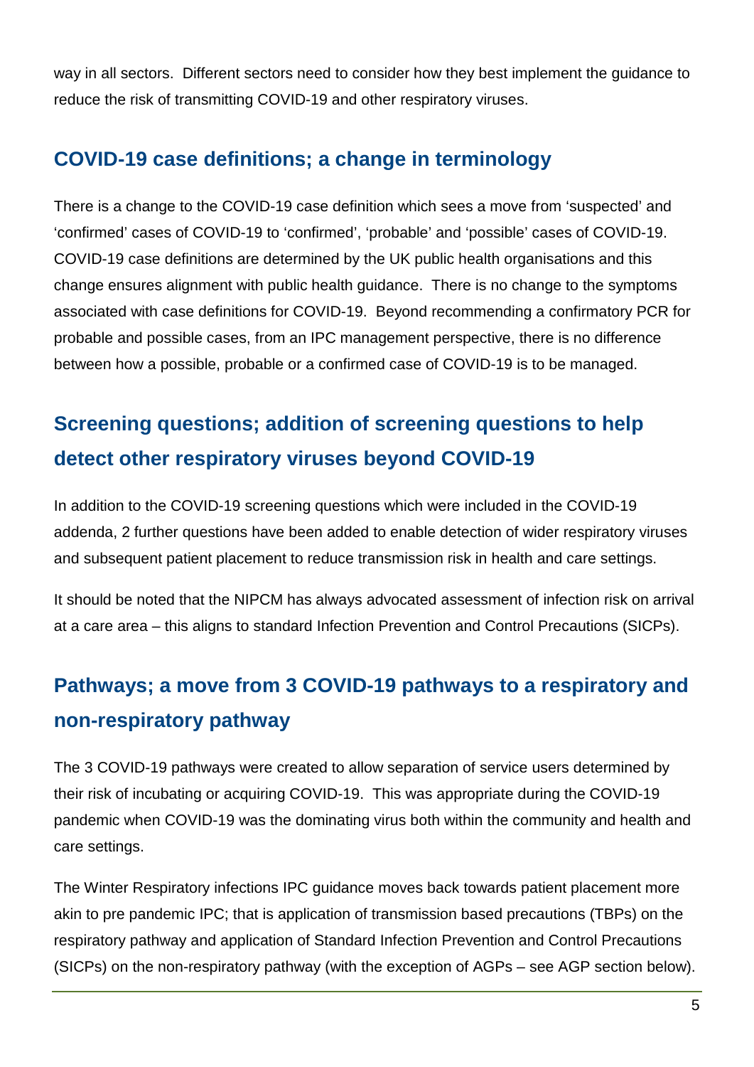way in all sectors. Different sectors need to consider how they best implement the guidance to reduce the risk of transmitting COVID-19 and other respiratory viruses.

## COVID-19 case definitions; a change in terminology

There is a change to the COVID-19 case definition which sees a move from 'suspected' and 'confirmed' cases of COVID-19 to 'confirmed', 'probable' and 'possible' cases of COVID-19. COVID-19 case definitions are determined by the UK public health organisations and this change ensures alignment with public health guidance. There is no change to the symptoms associated with case definitions for COVID-19. Beyond recommending a confirmatory PCR for probable and possible cases, from an IPC management perspective, there is no difference between how a possible, probable or a confirmed case of COVID-19 is to be managed.

## Screening questions; addition of screening questions to help detect other respiratory viruses beyond COVID-19

In addition to the COVID-19 screening questions which were included in the COVID-19 addenda, 2 further questions have been added to enable detection of wider respiratory viruses and subsequent patient placement to reduce transmission risk in health and care settings.

It should be noted that the NIPCM has always advocated assessment of infection risk on arrival at a care area – this aligns to standard Infection Prevention and Control Precautions (SICPs).

## Pathways; a move from 3 COVID-19 pathways to a respiratory and non-respiratory pathway

The 3 COVID-19 pathways were created to allow separation of service users determined by their risk of incubating or acquiring COVID-19. This was appropriate during the COVID-19 pandemic when COVID-19 was the dominating virus both within the community and health and care settings.

The Winter Respiratory infections IPC guidance moves back towards patient placement more akin to pre pandemic IPC; that is application of transmission based precautions (TBPs) on the respiratory pathway and application of Standard Infection Prevention and Control Precautions (SICPs) on the non-respiratory pathway (with the exception of AGPs – see AGP section below).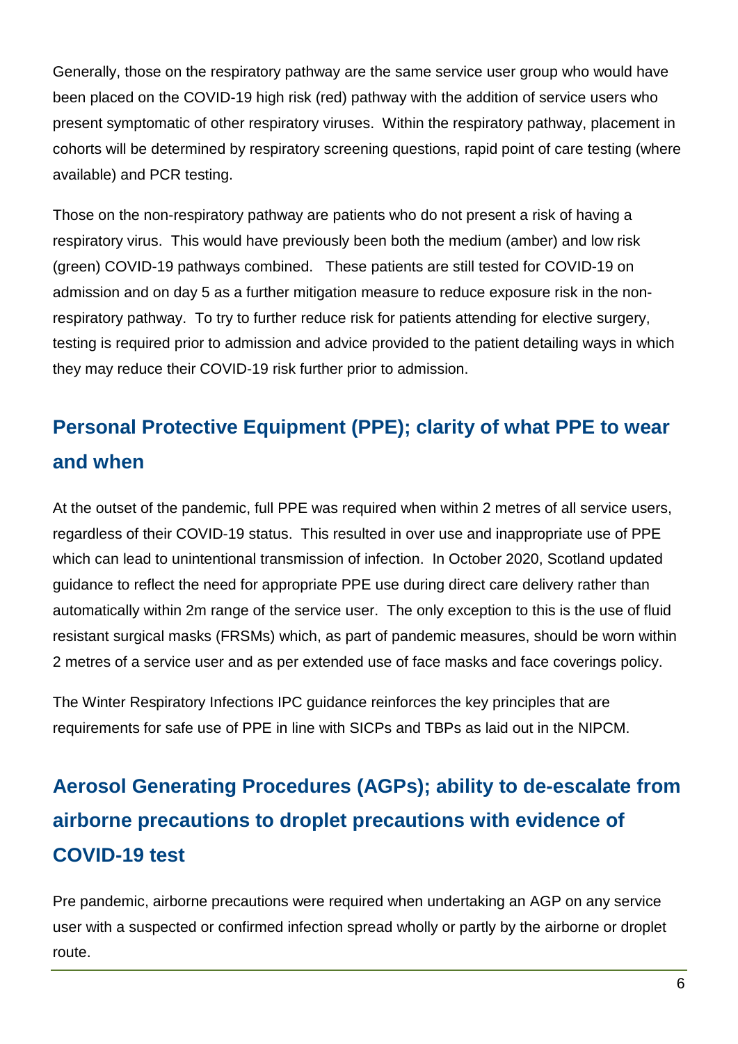Generally, those on the respiratory pathway are the same service user group who would have been placed on the COVID-19 high risk (red) pathway with the addition of service users who present symptomatic of other respiratory viruses. Within the respiratory pathway, placement in cohorts will be determined by respiratory screening questions, rapid point of care testing (where available) and PCR testing.

Those on the non-respiratory pathway are patients who do not present a risk of having a respiratory virus. This would have previously been both the medium (amber) and low risk (green) COVID-19 pathways combined. These patients are still tested for COVID-19 on admission and on day 5 as a further mitigation measure to reduce exposure risk in the non-respiratory pathway. To try to further reduce risk for patients attending for elective surgery, testing is required prior to admission and advice provided to the patient detailing ways in which they may reduce their COVID-19 risk further prior to admission.

## Personal Protective Equipment (PPE); clarity of what PPE to wear and when

At the outset of the pandemic, full PPE was required when within 2 metres of all service users, regardless of their COVID-19 status. This resulted in over use and inappropriate use of PPE which can lead to unintentional transmission of infection. In October 2020, Scotland updated guidance to reflect the need for appropriate PPE use during direct care delivery rather than automatically within 2m range of the service user. The only exception to this is the use of fluid resistant surgical masks (FRSMs) which, as part of pandemic measures, should be worn within 2 metres of a service user and as per extended use of face masks and face coverings policy.

The Winter Respiratory Infections IPC guidance reinforces the key principles that are requirements for safe use of PPE in line with SICPs and TBPs as laid out in the NIPCM.

## Aerosol Generating Procedures (AGPs); ability to de-escalate from airborne precautions to droplet precautions with evidence of COVID-19 test

Pre pandemic, airborne precautions were required when undertaking an AGP on any service user with a suspected or confirmed infection spread wholly or partly by the airborne or droplet route.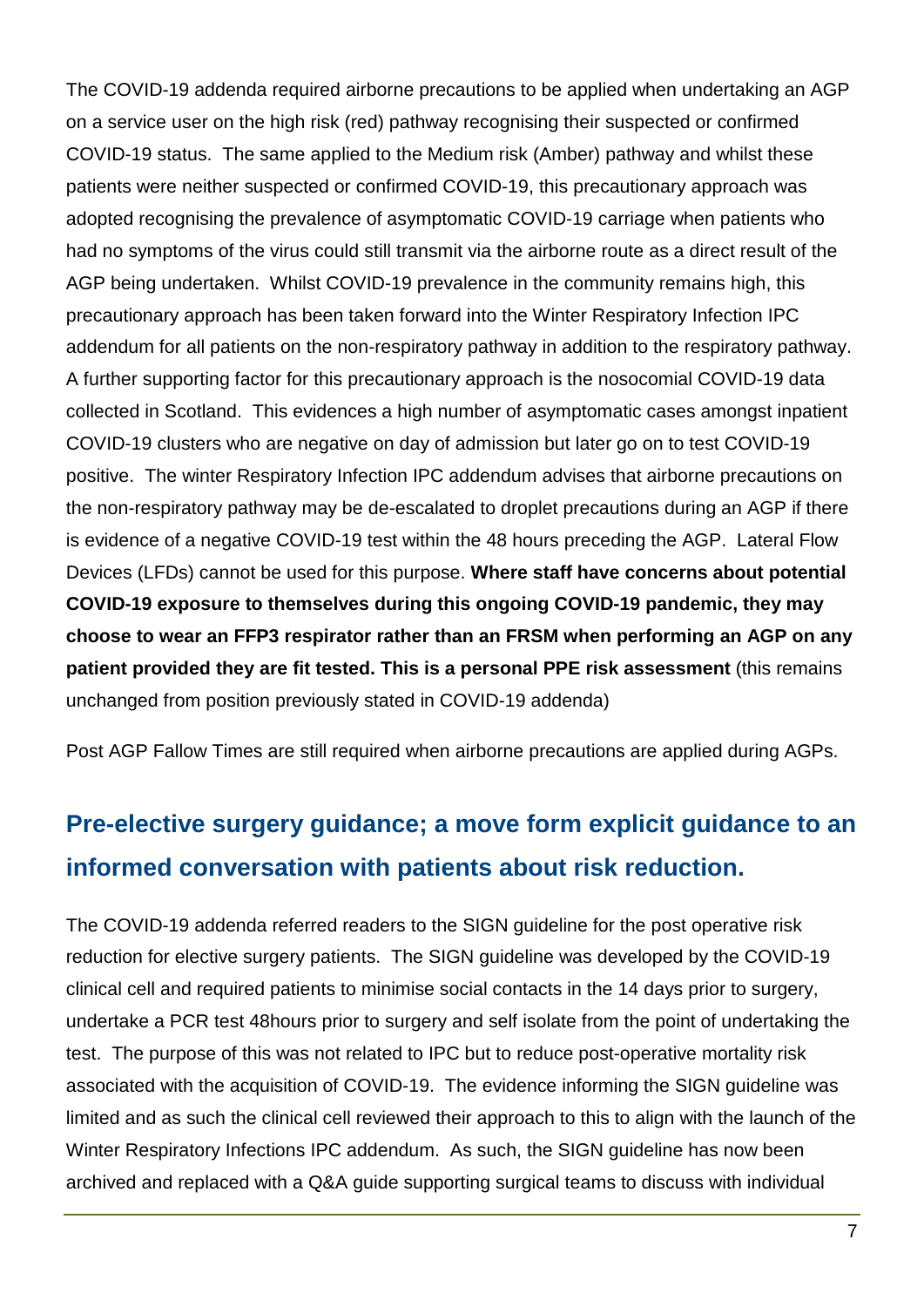The COVID-19 addenda required airborne precautions to be applied when undertaking an AGP on a service user on the high risk (red) pathway recognising their suspected or confirmed COVID-19 status. The same applied to the Medium risk (Amber) pathway and whilst these patients were neither suspected or confirmed COVID-19, this precautionary approach was adopted recognising the prevalence of asymptomatic COVID-19 carriage when patients who had no symptoms of the virus could still transmit via the airborne route as a direct result of the AGP being undertaken. Whilst COVID-19 prevalence in the community remains high, this precautionary approach has been taken forward into the Winter Respiratory Infection IPC addendum for all patients on the non-respiratory pathway in addition to the respiratory pathway. A further supporting factor for this precautionary approach is the nosocomial COVID-19 data collected in Scotland. This evidences a high number of asymptomatic cases amongst inpatient COVID-19 clusters who are negative on day of admission but later go on to test COVID-19 positive. The winter Respiratory Infection IPC addendum advises that airborne precautions on the non-respiratory pathway may be de-escalated to droplet precautions during an AGP if there is evidence of a negative COVID-19 test within the 48 hours preceding the AGP. Lateral Flow Devices (LFDs) cannot be used for this purpose. **Where staff have concerns about potential COVID-19 exposure to themselves during this ongoing COVID-19 pandemic, they may choose to wear an FFP3 respirator rather than an FRSM when performing an AGP on any patient provided they are fit tested. This is a personal PPE risk assessment** (this remains unchanged from position previously stated in COVID-19 addenda)

Post AGP Fallow Times are still required when airborne precautions are applied during AGPs.

## Pre-elective surgery guidance; a move form explicit guidance to an informed conversation with patients about risk reduction.

The COVID-19 addenda referred readers to the SIGN guideline for the post operative risk reduction for elective surgery patients. The SIGN guideline was developed by the COVID-19 clinical cell and required patients to minimise social contacts in the 14 days prior to surgery, undertake a PCR test 48hours prior to surgery and self isolate from the point of undertaking the test. The purpose of this was not related to IPC but to reduce post-operative mortality risk associated with the acquisition of COVID-19. The evidence informing the SIGN guideline was limited and as such the clinical cell reviewed their approach to this to align with the launch of the Winter Respiratory Infections IPC addendum. As such, the SIGN guideline has now been archived and replaced with a Q&A guide supporting surgical teams to discuss with individual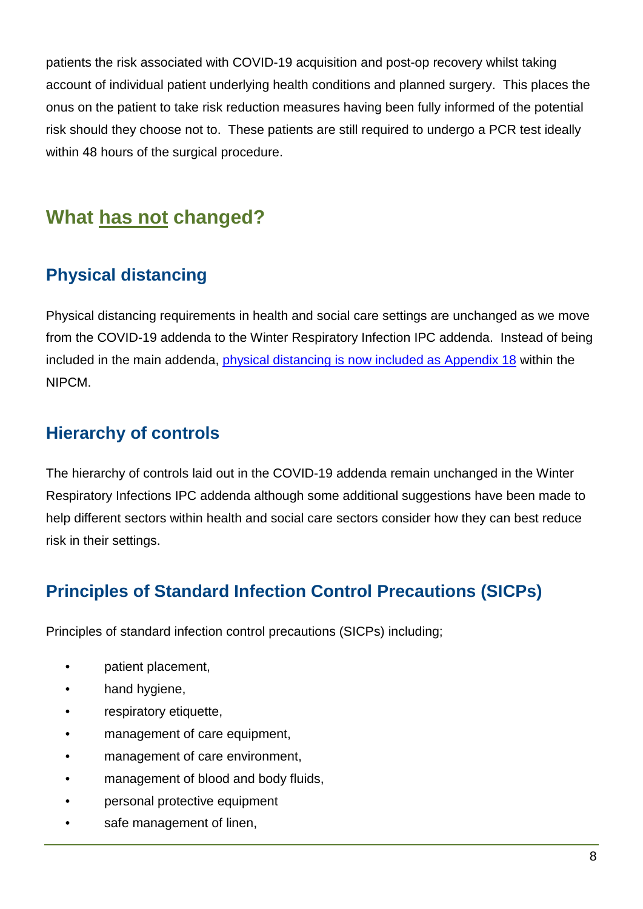patients the risk associated with COVID-19 acquisition and post-op recovery whilst taking account of individual patient underlying health conditions and planned surgery. This places the onus on the patient to take risk reduction measures having been fully informed of the potential risk should they choose not to. These patients are still required to undergo a PCR test ideally within 48 hours of the surgical procedure.

## What has not changed?

### Physical distancing

Physical distancing requirements in health and social care settings are unchanged as we move from the COVID-19 addenda to the Winter Respiratory Infection IPC addenda. Instead of being included in the main addenda, [physical distancing is now included as Appendix 18](physical distancing is now included as Appendix 18) within the NIPCM.

### Hierarchy of controls

The hierarchy of controls laid out in the COVID-19 addenda remain unchanged in the Winter Respiratory Infections IPC addenda although some additional suggestions have been made to help different sectors within health and social care sectors consider how they can best reduce risk in their settings.

### Principles of Standard Infection Control Precautions (SICPs)

Principles of standard infection control precautions (SICPs) including;

- patient placement,
- hand hygiene,
- respiratory etiquette,
- management of care equipment,
- management of care environment,
- management of blood and body fluids,
- personal protective equipment
- safe management of linen,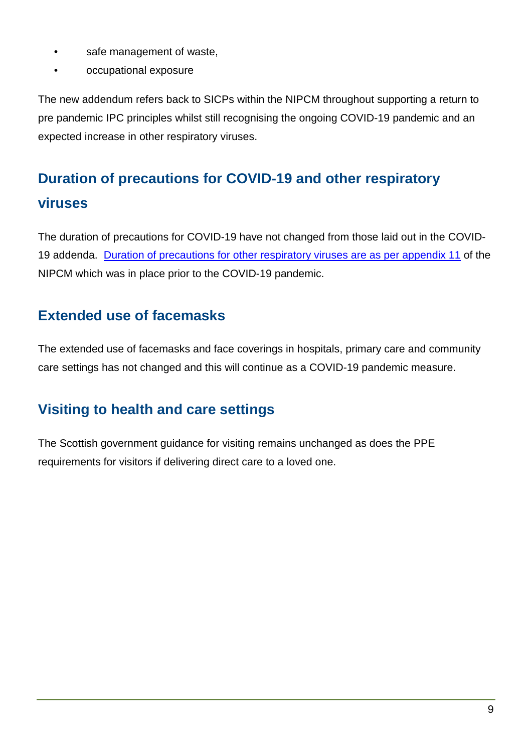- safe management of waste,
- occupational exposure

The new addendum refers back to SICPs within the NIPCM throughout supporting a return to pre pandemic IPC principles whilst still recognising the ongoing COVID-19 pandemic and an expected increase in other respiratory viruses.

## Duration of precautions for COVID-19 and other respiratory viruses

The duration of precautions for COVID-19 have not changed from those laid out in the COVID-19 addenda. Duration of precautions for other respiratory viruses are as per appendix 11 of the NIPCM which was in place prior to the COVID-19 pandemic.

## Extended use of facemasks

The extended use of facemasks and face coverings in hospitals, primary care and community care settings has not changed and this will continue as a COVID-19 pandemic measure.

## Visiting to health and care settings

The Scottish government guidance for visiting remains unchanged as does the PPE requirements for visitors if delivering direct care to a loved one.